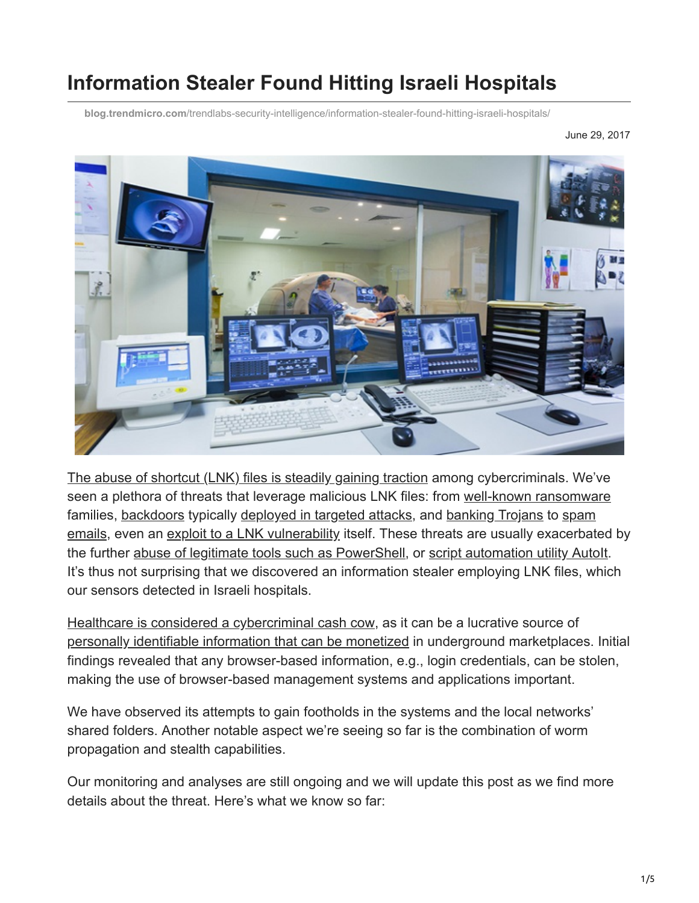# Information Stealer Found Hitting Israeli Hospitals

blog.trendmicro.com/trendlabs-security-intelligence/information-stealer-found-hitting-israeli-hospitals/

June 29, 2017

The abuse of shortcut (LNK) files is steadily gaining traction among cybercriminals. We've seen a plethora of threats that leverage malicious LNK files: from well-known ransomware families, backdoors typically deployed in targeted attacks, and banking Trojans to spam emails, even an exploit to a LNK vulnerability itself. These threats are usually exacerbated by the further abuse of legitimate tools such as PowerShell, or script automation utility AutoIt. It's thus not surprising that we discovered an information stealer employing LNK files, which our sensors detected in Israeli hospitals.

Healthcare is considered a cybercriminal cash cow, as it can be a lucrative source of personally identifiable information that can be monetized in underground marketplaces. Initial findings revealed that any browser-based information, e.g., login credentials, can be stolen, making the use of browser-based management systems and applications important.

We have observed its attempts to gain footholds in the systems and the local networks' shared folders. Another notable aspect we're seeing so far is the combination of worm propagation and stealth capabilities.

Our monitoring and analyses are still ongoing and we will update this post as we find more details about the threat. Here's what we know so far: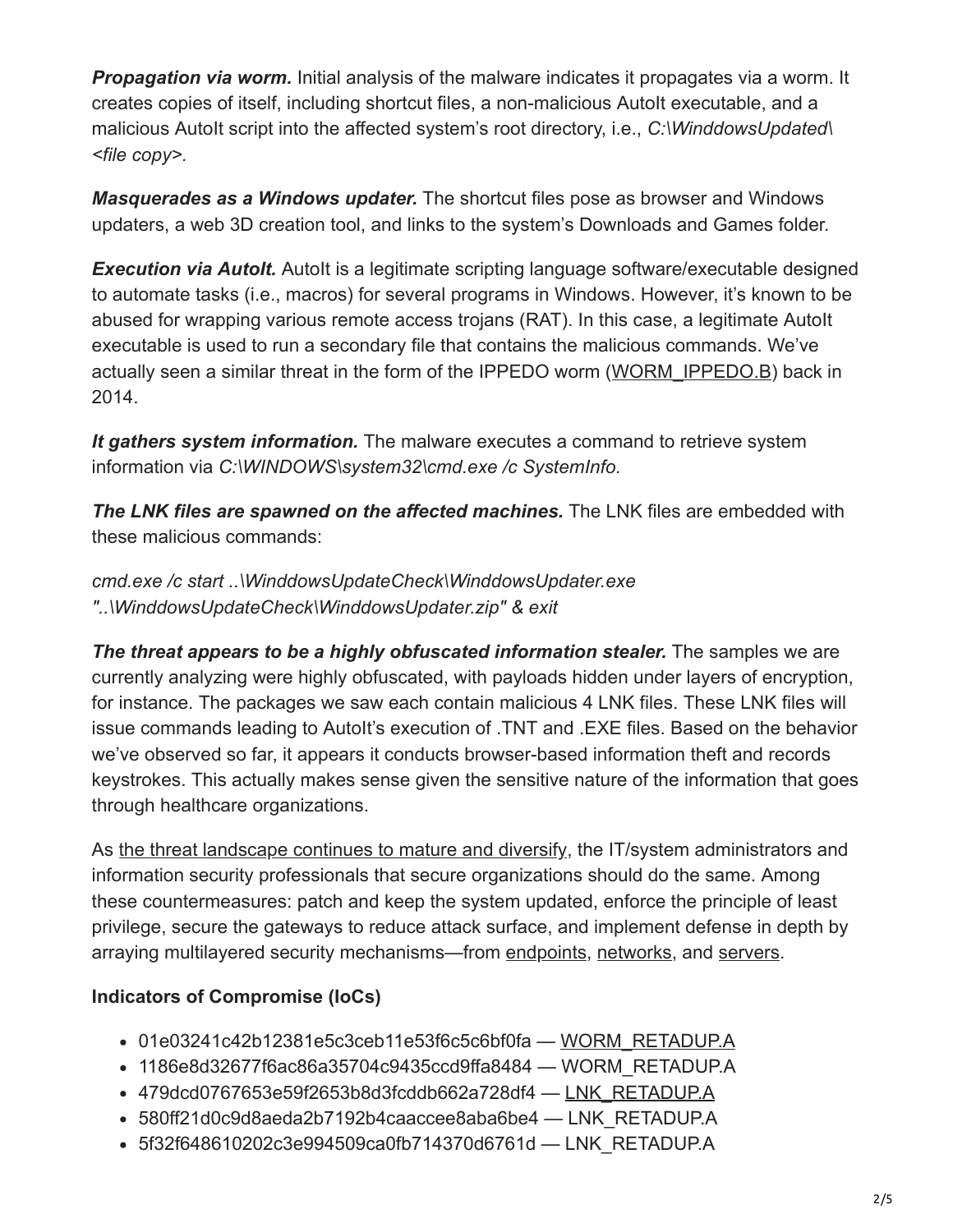***Propagation via worm.*** Initial analysis of the malware indicates it propagates via a worm. It creates copies of itself, including shortcut files, a non-malicious AutoIt executable, and a malicious AutoIt script into the affected system's root directory, i.e., *C:\WinddowsUpdated\<file copy>.*

***Masquerades as a Windows updater.*** The shortcut files pose as browser and Windows updaters, a web 3D creation tool, and links to the system's Downloads and Games folder.

***Execution via AutoIt.*** AutoIt is a legitimate scripting language software/executable designed to automate tasks (i.e., macros) for several programs in Windows. However, it's known to be abused for wrapping various remote access trojans (RAT). In this case, a legitimate AutoIt executable is used to run a secondary file that contains the malicious commands. We've actually seen a similar threat in the form of the IPPEDO worm (WORM_IPPEDO.B) back in 2014.

***It gathers system information.*** The malware executes a command to retrieve system information via *C:\WINDOWS\system32\cmd.exe /c SystemInfo.*

***The LNK files are spawned on the affected machines.*** The LNK files are embedded with these malicious commands:

*cmd.exe /c start ..\WinddowsUpdateCheck\WinddowsUpdater.exe "..\WinddowsUpdateCheck\WinddowsUpdater.zip" & exit*

***The threat appears to be a highly obfuscated information stealer.*** The samples we are currently analyzing were highly obfuscated, with payloads hidden under layers of encryption, for instance. The packages we saw each contain malicious 4 LNK files. These LNK files will issue commands leading to AutoIt's execution of .TNT and .EXE files. Based on the behavior we've observed so far, it appears it conducts browser-based information theft and records keystrokes. This actually makes sense given the sensitive nature of the information that goes through healthcare organizations.

As the threat landscape continues to mature and diversify, the IT/system administrators and information security professionals that secure organizations should do the same. Among these countermeasures: patch and keep the system updated, enforce the principle of least privilege, secure the gateways to reduce attack surface, and implement defense in depth by arraying multilayered security mechanisms—from endpoints, networks, and servers.

**Indicators of Compromise (IoCs)**

- 01e03241c42b12381e5c3ceb11e53f6c5c6bf0fa — WORM_RETADUP.A
- 1186e8d32677f6ac86a35704c9435ccd9ffa8484 — WORM_RETADUP.A
- 479dcd0767653e59f2653b8d3fcddb662a728df4 — LNK_RETADUP.A
- 580ff21d0c9d8aeda2b7192b4caaccee8aba6be4 — LNK_RETADUP.A
- 5f32f648610202c3e994509ca0fb714370d6761d — LNK_RETADUP.A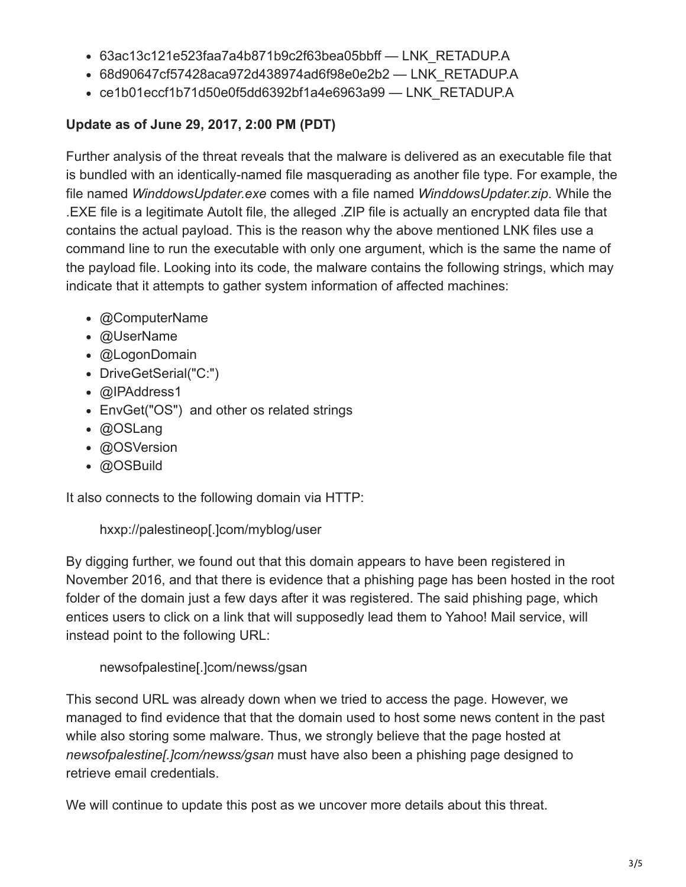- 63ac13c121e523faa7a4b871b9c2f63bea05bbff — LNK_RETADUP.A
- 68d90647cf57428aca972d438974ad6f98e0e2b2 — LNK_RETADUP.A
- ce1b01eccf1b71d50e0f5dd6392bf1a4e6963a99 — LNK_RETADUP.A

**Update as of June 29, 2017, 2:00 PM (PDT)**

Further analysis of the threat reveals that the malware is delivered as an executable file that is bundled with an identically-named file masquerading as another file type. For example, the file named *WinddowsUpdater.exe* comes with a file named *WinddowsUpdater.zip*. While the .EXE file is a legitimate AutoIt file, the alleged .ZIP file is actually an encrypted data file that contains the actual payload. This is the reason why the above mentioned LNK files use a command line to run the executable with only one argument, which is the same the name of the payload file. Looking into its code, the malware contains the following strings, which may indicate that it attempts to gather system information of affected machines:

- @ComputerName
- @UserName
- @LogonDomain
- DriveGetSerial("C:")
- @IPAddress1
- EnvGet("OS") and other os related strings
- @OSLang
- @OSVersion
- @OSBuild

It also connects to the following domain via HTTP:

> hxxp://palestineop[.]com/myblog/user

By digging further, we found out that this domain appears to have been registered in November 2016, and that there is evidence that a phishing page has been hosted in the root folder of the domain just a few days after it was registered. The said phishing page, which entices users to click on a link that will supposedly lead them to Yahoo! Mail service, will instead point to the following URL:

> newsofpalestine[.]com/newss/gsan

This second URL was already down when we tried to access the page. However, we managed to find evidence that that the domain used to host some news content in the past while also storing some malware. Thus, we strongly believe that the page hosted at *newsofpalestine[.]com/newss/gsan* must have also been a phishing page designed to retrieve email credentials.

We will continue to update this post as we uncover more details about this threat.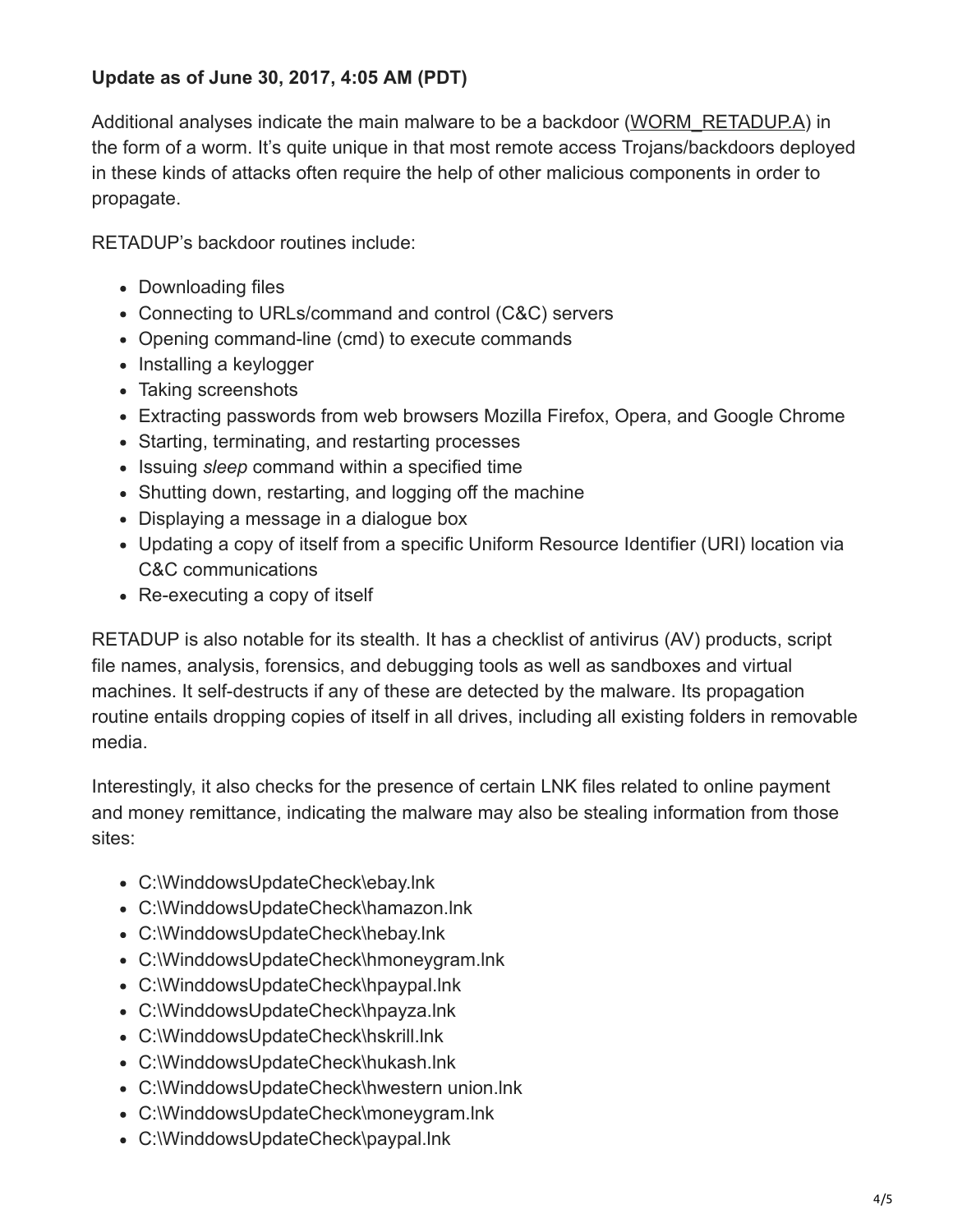**Update as of June 30, 2017, 4:05 AM (PDT)**

Additional analyses indicate the main malware to be a backdoor (WORM_RETADUP.A) in the form of a worm. It's quite unique in that most remote access Trojans/backdoors deployed in these kinds of attacks often require the help of other malicious components in order to propagate.

RETADUP's backdoor routines include:

- Downloading files
- Connecting to URLs/command and control (C&C) servers
- Opening command-line (cmd) to execute commands
- Installing a keylogger
- Taking screenshots
- Extracting passwords from web browsers Mozilla Firefox, Opera, and Google Chrome
- Starting, terminating, and restarting processes
- Issuing *sleep* command within a specified time
- Shutting down, restarting, and logging off the machine
- Displaying a message in a dialogue box
- Updating a copy of itself from a specific Uniform Resource Identifier (URI) location via C&C communications
- Re-executing a copy of itself

RETADUP is also notable for its stealth. It has a checklist of antivirus (AV) products, script file names, analysis, forensics, and debugging tools as well as sandboxes and virtual machines. It self-destructs if any of these are detected by the malware. Its propagation routine entails dropping copies of itself in all drives, including all existing folders in removable media.

Interestingly, it also checks for the presence of certain LNK files related to online payment and money remittance, indicating the malware may also be stealing information from those sites:

- C:\WinddowsUpdateCheck\ebay.lnk
- C:\WinddowsUpdateCheck\hamazon.lnk
- C:\WinddowsUpdateCheck\hebay.lnk
- C:\WinddowsUpdateCheck\hmoneygram.lnk
- C:\WinddowsUpdateCheck\hpaypal.lnk
- C:\WinddowsUpdateCheck\hpayza.lnk
- C:\WinddowsUpdateCheck\hskrill.lnk
- C:\WinddowsUpdateCheck\hukash.lnk
- C:\WinddowsUpdateCheck\hwestern union.lnk
- C:\WinddowsUpdateCheck\moneygram.lnk
- C:\WinddowsUpdateCheck\paypal.lnk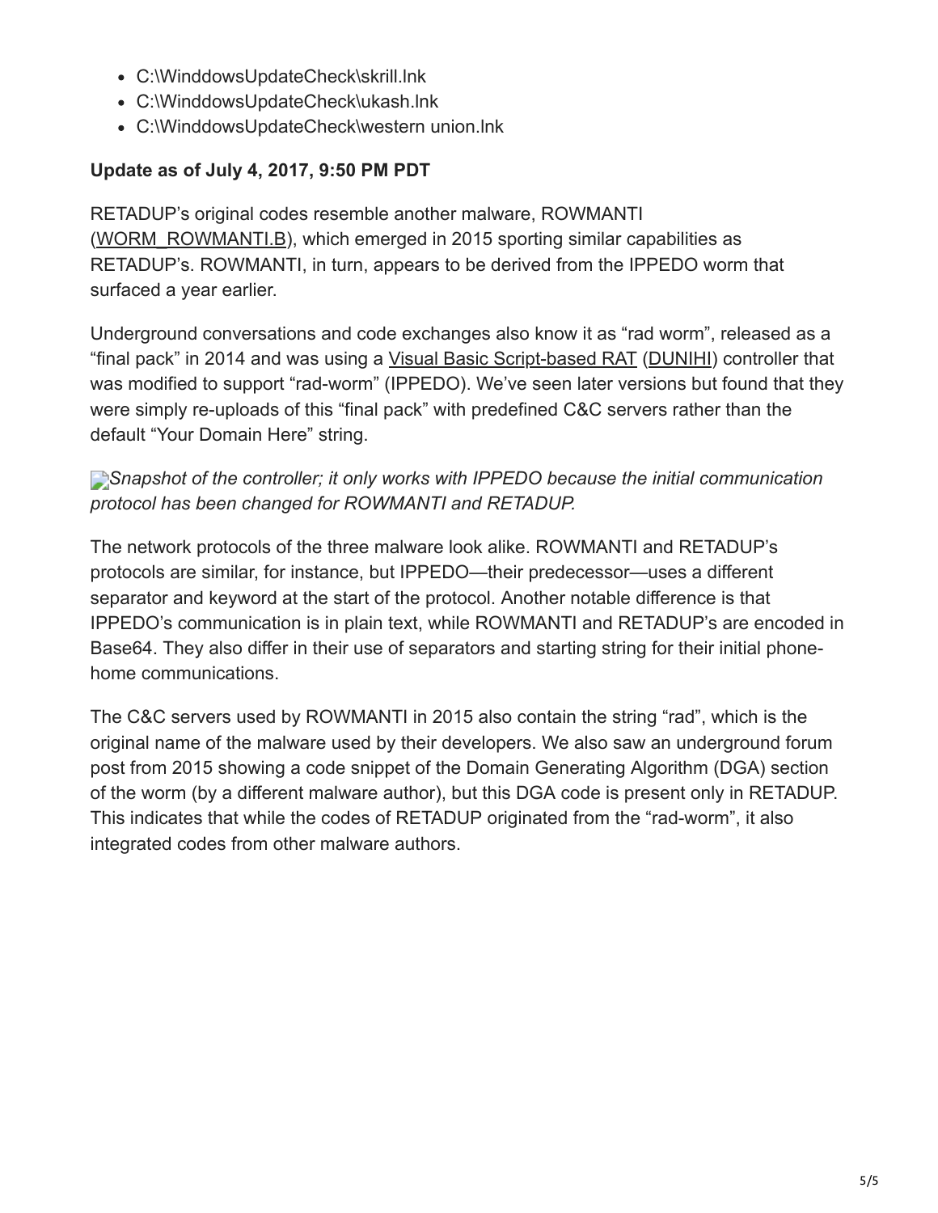- C:\WinddowsUpdateCheck\skrill.lnk
- C:\WinddowsUpdateCheck\ukash.lnk
- C:\WinddowsUpdateCheck\western union.lnk

**Update as of July 4, 2017, 9:50 PM PDT**

RETADUP's original codes resemble another malware, ROWMANTI (WORM_ROWMANTI.B), which emerged in 2015 sporting similar capabilities as RETADUP's. ROWMANTI, in turn, appears to be derived from the IPPEDO worm that surfaced a year earlier.

Underground conversations and code exchanges also know it as "rad worm", released as a "final pack" in 2014 and was using a Visual Basic Script-based RAT (DUNIHI) controller that was modified to support "rad-worm" (IPPEDO). We've seen later versions but found that they were simply re-uploads of this "final pack" with predefined C&C servers rather than the default "Your Domain Here" string.

*Snapshot of the controller; it only works with IPPEDO because the initial communication protocol has been changed for ROWMANTI and RETADUP.*

The network protocols of the three malware look alike. ROWMANTI and RETADUP's protocols are similar, for instance, but IPPEDO—their predecessor—uses a different separator and keyword at the start of the protocol. Another notable difference is that IPPEDO's communication is in plain text, while ROWMANTI and RETADUP's are encoded in Base64. They also differ in their use of separators and starting string for their initial phone-home communications.

The C&C servers used by ROWMANTI in 2015 also contain the string "rad", which is the original name of the malware used by their developers. We also saw an underground forum post from 2015 showing a code snippet of the Domain Generating Algorithm (DGA) section of the worm (by a different malware author), but this DGA code is present only in RETADUP. This indicates that while the codes of RETADUP originated from the "rad-worm", it also integrated codes from other malware authors.